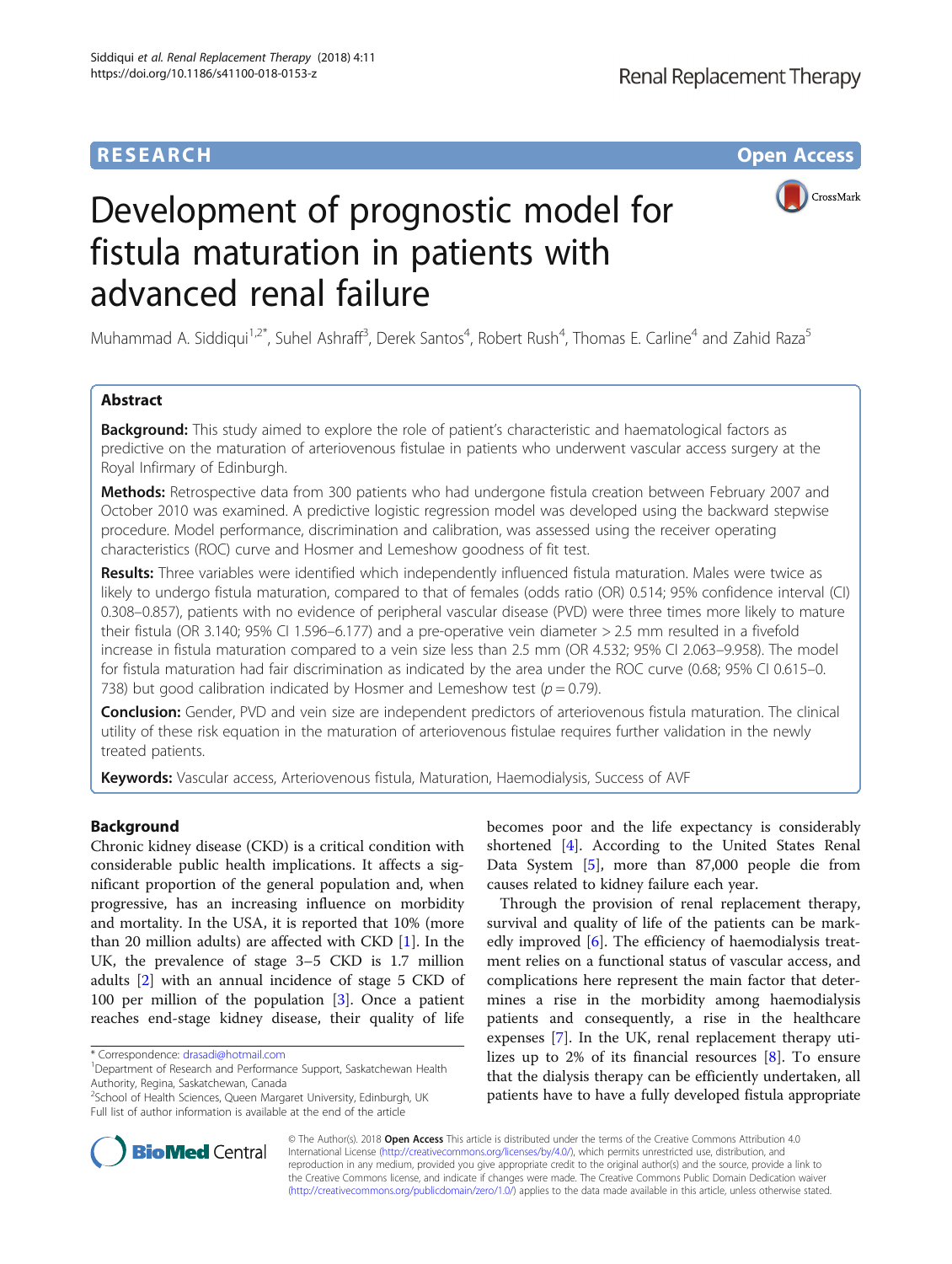RESEARCH Open Access

# Development of prognostic model for fistula maturation in patients with advanced renal failure

Muhammad A. Siddiqui[1,2*], Suhel Ashraff[3], Derek Santos[4], Robert Rush[4], Thomas E. Carline[4] and Zahid Raza[5]

## Abstract

**Background:** This study aimed to explore the role of patient's characteristic and haematological factors as predictive on the maturation of arteriovenous fistulae in patients who underwent vascular access surgery at the Royal Infirmary of Edinburgh.

**Methods:** Retrospective data from 300 patients who had undergone fistula creation between February 2007 and October 2010 was examined. A predictive logistic regression model was developed using the backward stepwise procedure. Model performance, discrimination and calibration, was assessed using the receiver operating characteristics (ROC) curve and Hosmer and Lemeshow goodness of fit test.

**Results:** Three variables were identified which independently influenced fistula maturation. Males were twice as likely to undergo fistula maturation, compared to that of females (odds ratio (OR) 0.514; 95% confidence interval (CI) 0.308–0.857), patients with no evidence of peripheral vascular disease (PVD) were three times more likely to mature their fistula (OR 3.140; 95% CI 1.596–6.177) and a pre-operative vein diameter > 2.5 mm resulted in a fivefold increase in fistula maturation compared to a vein size less than 2.5 mm (OR 4.532; 95% CI 2.063–9.958). The model for fistula maturation had fair discrimination as indicated by the area under the ROC curve (0.68; 95% CI 0.615–0.738) but good calibration indicated by Hosmer and Lemeshow test ($p = 0.79$).

**Conclusion:** Gender, PVD and vein size are independent predictors of arteriovenous fistula maturation. The clinical utility of these risk equation in the maturation of arteriovenous fistulae requires further validation in the newly treated patients.

**Keywords:** Vascular access, Arteriovenous fistula, Maturation, Haemodialysis, Success of AVF

## Background

Chronic kidney disease (CKD) is a critical condition with considerable public health implications. It affects a significant proportion of the general population and, when progressive, has an increasing influence on morbidity and mortality. In the USA, it is reported that 10% (more than 20 million adults) are affected with CKD [1]. In the UK, the prevalence of stage 3–5 CKD is 1.7 million adults [2] with an annual incidence of stage 5 CKD of 100 per million of the population [3]. Once a patient reaches end-stage kidney disease, their quality of life becomes poor and the life expectancy is considerably shortened [4]. According to the United States Renal Data System [5], more than 87,000 people die from causes related to kidney failure each year.

Through the provision of renal replacement therapy, survival and quality of life of the patients can be markedly improved [6]. The efficiency of haemodialysis treatment relies on a functional status of vascular access, and complications here represent the main factor that determines a rise in the morbidity among haemodialysis patients and consequently, a rise in the healthcare expenses [7]. In the UK, renal replacement therapy utilizes up to 2% of its financial resources [8]. To ensure that the dialysis therapy can be efficiently undertaken, all patients have to have a fully developed fistula appropriate

\* Correspondence: drasadi@hotmail.com
[1]Department of Research and Performance Support, Saskatchewan Health Authority, Regina, Saskatchewan, Canada
[2]School of Health Sciences, Queen Margaret University, Edinburgh, UK
Full list of author information is available at the end of the article

© The Author(s). 2018 **Open Access** This article is distributed under the terms of the Creative Commons Attribution 4.0 International License (http://creativecommons.org/licenses/by/4.0/), which permits unrestricted use, distribution, and reproduction in any medium, provided you give appropriate credit to the original author(s) and the source, provide a link to the Creative Commons license, and indicate if changes were made. The Creative Commons Public Domain Dedication waiver (http://creativecommons.org/publicdomain/zero/1.0/) applies to the data made available in this article, unless otherwise stated.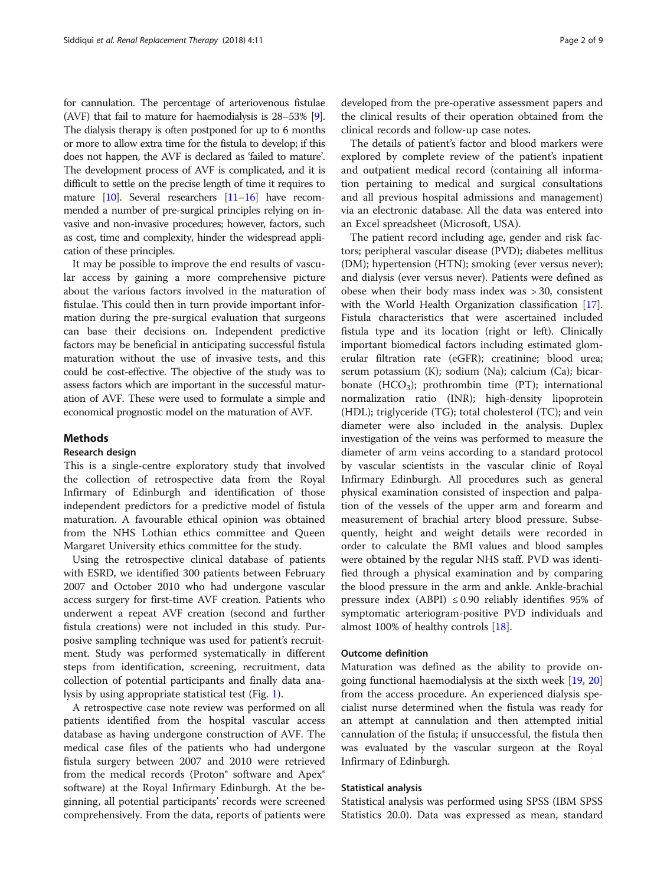for cannulation. The percentage of arteriovenous fistulae (AVF) that fail to mature for haemodialysis is 28–53% [9]. The dialysis therapy is often postponed for up to 6 months or more to allow extra time for the fistula to develop; if this does not happen, the AVF is declared as 'failed to mature'. The development process of AVF is complicated, and it is difficult to settle on the precise length of time it requires to mature [10]. Several researchers [11–16] have recommended a number of pre-surgical principles relying on invasive and non-invasive procedures; however, factors, such as cost, time and complexity, hinder the widespread application of these principles.

It may be possible to improve the end results of vascular access by gaining a more comprehensive picture about the various factors involved in the maturation of fistulae. This could then in turn provide important information during the pre-surgical evaluation that surgeons can base their decisions on. Independent predictive factors may be beneficial in anticipating successful fistula maturation without the use of invasive tests, and this could be cost-effective. The objective of the study was to assess factors which are important in the successful maturation of AVF. These were used to formulate a simple and economical prognostic model on the maturation of AVF.

## Methods

### Research design

This is a single-centre exploratory study that involved the collection of retrospective data from the Royal Infirmary of Edinburgh and identification of those independent predictors for a predictive model of fistula maturation. A favourable ethical opinion was obtained from the NHS Lothian ethics committee and Queen Margaret University ethics committee for the study.

Using the retrospective clinical database of patients with ESRD, we identified 300 patients between February 2007 and October 2010 who had undergone vascular access surgery for first-time AVF creation. Patients who underwent a repeat AVF creation (second and further fistula creations) were not included in this study. Purposive sampling technique was used for patient's recruitment. Study was performed systematically in different steps from identification, screening, recruitment, data collection of potential participants and finally data analysis by using appropriate statistical test (Fig. 1).

A retrospective case note review was performed on all patients identified from the hospital vascular access database as having undergone construction of AVF. The medical case files of the patients who had undergone fistula surgery between 2007 and 2010 were retrieved from the medical records (Proton® software and Apex® software) at the Royal Infirmary Edinburgh. At the beginning, all potential participants' records were screened comprehensively. From the data, reports of patients were developed from the pre-operative assessment papers and the clinical results of their operation obtained from the clinical records and follow-up case notes.

The details of patient's factor and blood markers were explored by complete review of the patient's inpatient and outpatient medical record (containing all information pertaining to medical and surgical consultations and all previous hospital admissions and management) via an electronic database. All the data was entered into an Excel spreadsheet (Microsoft, USA).

The patient record including age, gender and risk factors; peripheral vascular disease (PVD); diabetes mellitus (DM); hypertension (HTN); smoking (ever versus never); and dialysis (ever versus never). Patients were defined as obese when their body mass index was > 30, consistent with the World Health Organization classification [17]. Fistula characteristics that were ascertained included fistula type and its location (right or left). Clinically important biomedical factors including estimated glomerular filtration rate (eGFR); creatinine; blood urea; serum potassium (K); sodium (Na); calcium (Ca); bicarbonate ($HCO_3$); prothrombin time (PT); international normalization ratio (INR); high-density lipoprotein (HDL); triglyceride (TG); total cholesterol (TC); and vein diameter were also included in the analysis. Duplex investigation of the veins was performed to measure the diameter of arm veins according to a standard protocol by vascular scientists in the vascular clinic of Royal Infirmary Edinburgh. All procedures such as general physical examination consisted of inspection and palpation of the vessels of the upper arm and forearm and measurement of brachial artery blood pressure. Subsequently, height and weight details were recorded in order to calculate the BMI values and blood samples were obtained by the regular NHS staff. PVD was identified through a physical examination and by comparing the blood pressure in the arm and ankle. Ankle-brachial pressure index (ABPI) ≤ 0.90 reliably identifies 95% of symptomatic arteriogram-positive PVD individuals and almost 100% of healthy controls [18].

### Outcome definition

Maturation was defined as the ability to provide ongoing functional haemodialysis at the sixth week [19, 20] from the access procedure. An experienced dialysis specialist nurse determined when the fistula was ready for an attempt at cannulation and then attempted initial cannulation of the fistula; if unsuccessful, the fistula then was evaluated by the vascular surgeon at the Royal Infirmary of Edinburgh.

### Statistical analysis

Statistical analysis was performed using SPSS (IBM SPSS Statistics 20.0). Data was expressed as mean, standard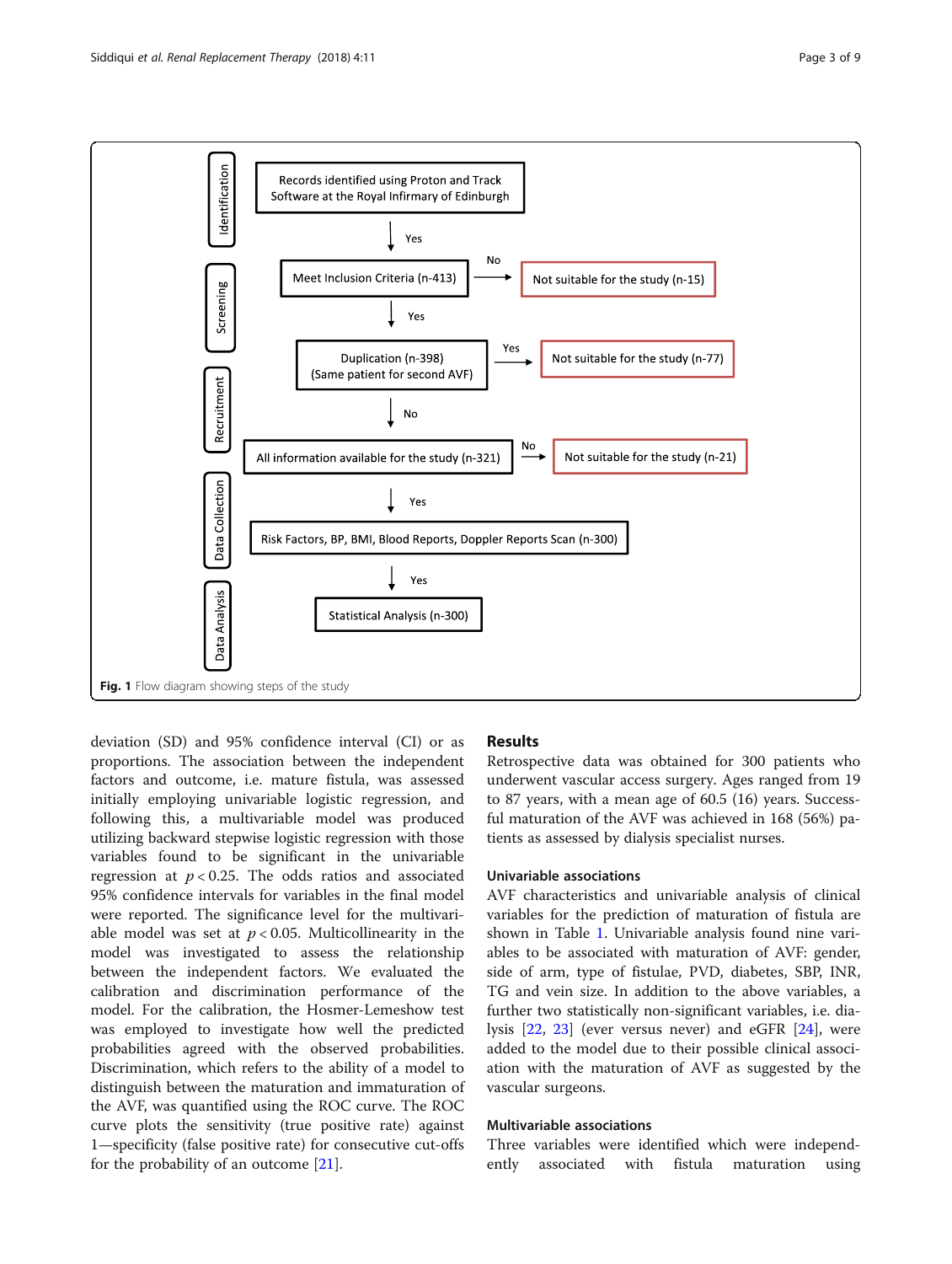Identification

Records identified using Proton and Track Software at the Royal Infirmary of Edinburgh

Yes

Screening

Meet Inclusion Criteria (n-413) — No → Not suitable for the study (n-15)

Yes

Duplication (n-398) (Same patient for second AVF) — Yes → Not suitable for the study (n-77)

Recruitment

No

All information available for the study (n-321) — No → Not suitable for the study (n-21)

Yes

Data Collection

Risk Factors, BP, BMI, Blood Reports, Doppler Reports Scan (n-300)

Yes

Data Analysis

Statistical Analysis (n-300)

**Fig. 1** Flow diagram showing steps of the study

deviation (SD) and 95% confidence interval (CI) or as proportions. The association between the independent factors and outcome, i.e. mature fistula, was assessed initially employing univariable logistic regression, and following this, a multivariable model was produced utilizing backward stepwise logistic regression with those variables found to be significant in the univariable regression at $p < 0.25$. The odds ratios and associated 95% confidence intervals for variables in the final model were reported. The significance level for the multivariable model was set at $p < 0.05$. Multicollinearity in the model was investigated to assess the relationship between the independent factors. We evaluated the calibration and discrimination performance of the model. For the calibration, the Hosmer-Lemeshow test was employed to investigate how well the predicted probabilities agreed with the observed probabilities. Discrimination, which refers to the ability of a model to distinguish between the maturation and immaturation of the AVF, was quantified using the ROC curve. The ROC curve plots the sensitivity (true positive rate) against 1—specificity (false positive rate) for consecutive cut-offs for the probability of an outcome [21].

## Results

Retrospective data was obtained for 300 patients who underwent vascular access surgery. Ages ranged from 19 to 87 years, with a mean age of 60.5 (16) years. Successful maturation of the AVF was achieved in 168 (56%) patients as assessed by dialysis specialist nurses.

### Univariable associations

AVF characteristics and univariable analysis of clinical variables for the prediction of maturation of fistula are shown in Table 1. Univariable analysis found nine variables to be associated with maturation of AVF: gender, side of arm, type of fistulae, PVD, diabetes, SBP, INR, TG and vein size. In addition to the above variables, a further two statistically non-significant variables, i.e. dialysis [22, 23] (ever versus never) and eGFR [24], were added to the model due to their possible clinical association with the maturation of AVF as suggested by the vascular surgeons.

### Multivariable associations

Three variables were identified which were independently associated with fistula maturation using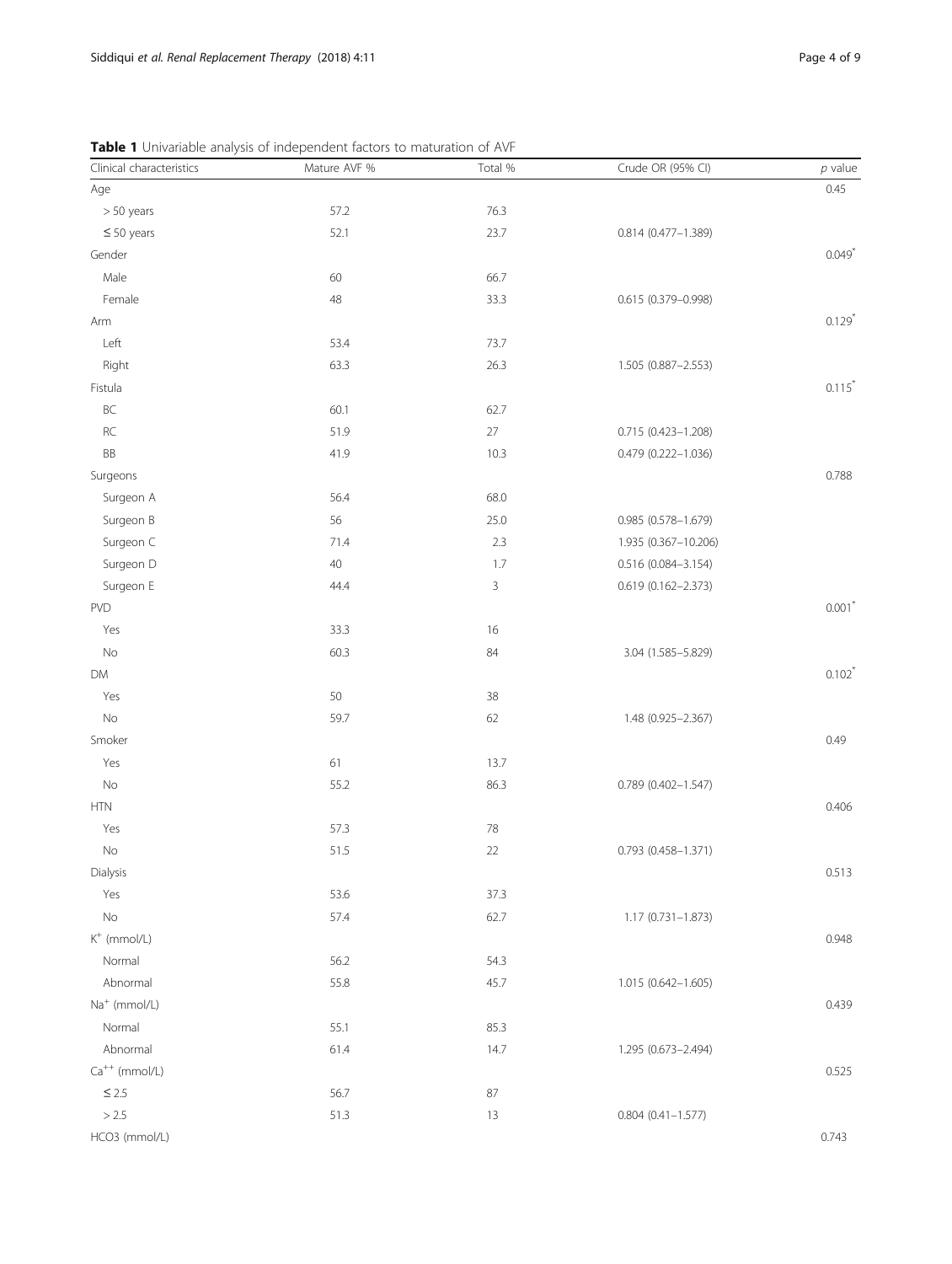**Table 1** Univariable analysis of independent factors to maturation of AVF

| Clinical characteristics | Mature AVF % | Total % | Crude OR (95% CI) | *p* value |
| --- | --- | --- | --- | --- |
| Age | | | | 0.45 |
| > 50 years | 57.2 | 76.3 | | |
| ≤ 50 years | 52.1 | 23.7 | 0.814 (0.477–1.389) | |
| Gender | | | | 0.049* |
| Male | 60 | 66.7 | | |
| Female | 48 | 33.3 | 0.615 (0.379–0.998) | |
| Arm | | | | 0.129* |
| Left | 53.4 | 73.7 | | |
| Right | 63.3 | 26.3 | 1.505 (0.887–2.553) | |
| Fistula | | | | 0.115* |
| BC | 60.1 | 62.7 | | |
| RC | 51.9 | 27 | 0.715 (0.423–1.208) | |
| BB | 41.9 | 10.3 | 0.479 (0.222–1.036) | |
| Surgeons | | | | 0.788 |
| Surgeon A | 56.4 | 68.0 | | |
| Surgeon B | 56 | 25.0 | 0.985 (0.578–1.679) | |
| Surgeon C | 71.4 | 2.3 | 1.935 (0.367–10.206) | |
| Surgeon D | 40 | 1.7 | 0.516 (0.084–3.154) | |
| Surgeon E | 44.4 | 3 | 0.619 (0.162–2.373) | |
| PVD | | | | 0.001* |
| Yes | 33.3 | 16 | | |
| No | 60.3 | 84 | 3.04 (1.585–5.829) | |
| DM | | | | 0.102* |
| Yes | 50 | 38 | | |
| No | 59.7 | 62 | 1.48 (0.925–2.367) | |
| Smoker | | | | 0.49 |
| Yes | 61 | 13.7 | | |
| No | 55.2 | 86.3 | 0.789 (0.402–1.547) | |
| HTN | | | | 0.406 |
| Yes | 57.3 | 78 | | |
| No | 51.5 | 22 | 0.793 (0.458–1.371) | |
| Dialysis | | | | 0.513 |
| Yes | 53.6 | 37.3 | | |
| No | 57.4 | 62.7 | 1.17 (0.731–1.873) | |
| $K^+$ (mmol/L) | | | | 0.948 |
| Normal | 56.2 | 54.3 | | |
| Abnormal | 55.8 | 45.7 | 1.015 (0.642–1.605) | |
| $Na^+$ (mmol/L) | | | | 0.439 |
| Normal | 55.1 | 85.3 | | |
| Abnormal | 61.4 | 14.7 | 1.295 (0.673–2.494) | |
| $Ca^{++}$ (mmol/L) | | | | 0.525 |
| ≤ 2.5 | 56.7 | 87 | | |
| > 2.5 | 51.3 | 13 | 0.804 (0.41–1.577) | |
| HCO3 (mmol/L) | | | | 0.743 |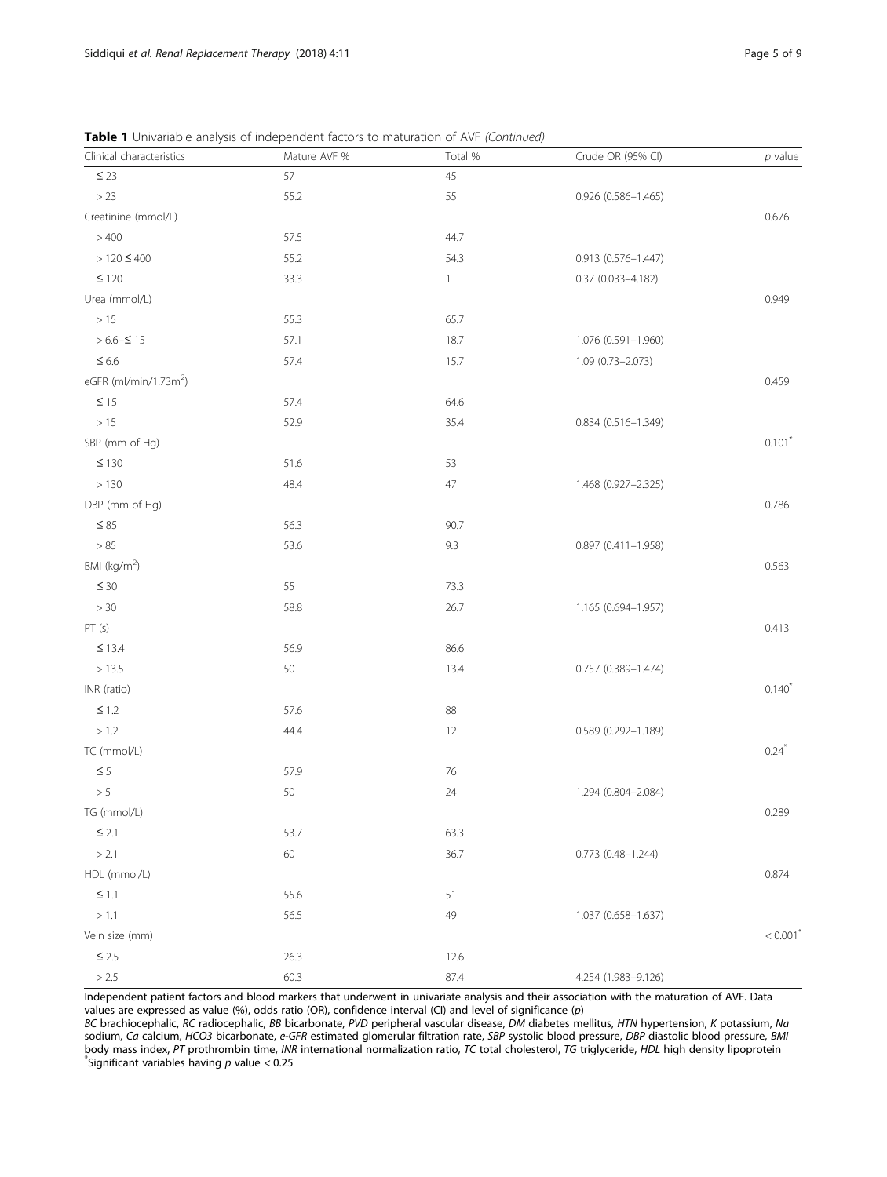**Table 1** Univariable analysis of independent factors to maturation of AVF *(Continued)*

| Clinical characteristics | Mature AVF % | Total % | Crude OR (95% CI) | *p* value |
|---|---|---|---|---|
| ≤ 23 | 57 | 45 | | |
| > 23 | 55.2 | 55 | 0.926 (0.586–1.465) | |
| Creatinine (mmol/L) | | | | 0.676 |
| > 400 | 57.5 | 44.7 | | |
| > 120 ≤ 400 | 55.2 | 54.3 | 0.913 (0.576–1.447) | |
| ≤ 120 | 33.3 | 1 | 0.37 (0.033–4.182) | |
| Urea (mmol/L) | | | | 0.949 |
| > 15 | 55.3 | 65.7 | | |
| > 6.6–≤ 15 | 57.1 | 18.7 | 1.076 (0.591–1.960) | |
| ≤ 6.6 | 57.4 | 15.7 | 1.09 (0.73–2.073) | |
| eGFR (ml/min/1.73m$^2$) | | | | 0.459 |
| ≤ 15 | 57.4 | 64.6 | | |
| > 15 | 52.9 | 35.4 | 0.834 (0.516–1.349) | |
| SBP (mm of Hg) | | | | 0.101* |
| ≤ 130 | 51.6 | 53 | | |
| > 130 | 48.4 | 47 | 1.468 (0.927–2.325) | |
| DBP (mm of Hg) | | | | 0.786 |
| ≤ 85 | 56.3 | 90.7 | | |
| > 85 | 53.6 | 9.3 | 0.897 (0.411–1.958) | |
| BMI (kg/m$^2$) | | | | 0.563 |
| ≤ 30 | 55 | 73.3 | | |
| > 30 | 58.8 | 26.7 | 1.165 (0.694–1.957) | |
| PT (s) | | | | 0.413 |
| ≤ 13.4 | 56.9 | 86.6 | | |
| > 13.5 | 50 | 13.4 | 0.757 (0.389–1.474) | |
| INR (ratio) | | | | 0.140* |
| ≤ 1.2 | 57.6 | 88 | | |
| > 1.2 | 44.4 | 12 | 0.589 (0.292–1.189) | |
| TC (mmol/L) | | | | 0.24* |
| ≤ 5 | 57.9 | 76 | | |
| > 5 | 50 | 24 | 1.294 (0.804–2.084) | |
| TG (mmol/L) | | | | 0.289 |
| ≤ 2.1 | 53.7 | 63.3 | | |
| > 2.1 | 60 | 36.7 | 0.773 (0.48–1.244) | |
| HDL (mmol/L) | | | | 0.874 |
| ≤ 1.1 | 55.6 | 51 | | |
| > 1.1 | 56.5 | 49 | 1.037 (0.658–1.637) | |
| Vein size (mm) | | | | < 0.001* |
| ≤ 2.5 | 26.3 | 12.6 | | |
| > 2.5 | 60.3 | 87.4 | 4.254 (1.983–9.126) | |

Independent patient factors and blood markers that underwent in univariate analysis and their association with the maturation of AVF. Data values are expressed as value (%), odds ratio (OR), confidence interval (CI) and level of significance (*p*)

*BC* brachiocephalic, *RC* radiocephalic, *BB* bicarbonate, *PVD* peripheral vascular disease, *DM* diabetes mellitus, *HTN* hypertension, *K* potassium, *Na* sodium, *Ca* calcium, *HCO3* bicarbonate, *e-GFR* estimated glomerular filtration rate, *SBP* systolic blood pressure, *DBP* diastolic blood pressure, *BMI* body mass index, *PT* prothrombin time, *INR* international normalization ratio, *TC* total cholesterol, *TG* triglyceride, *HDL* high density lipoprotein

*Significant variables having *p* value < 0.25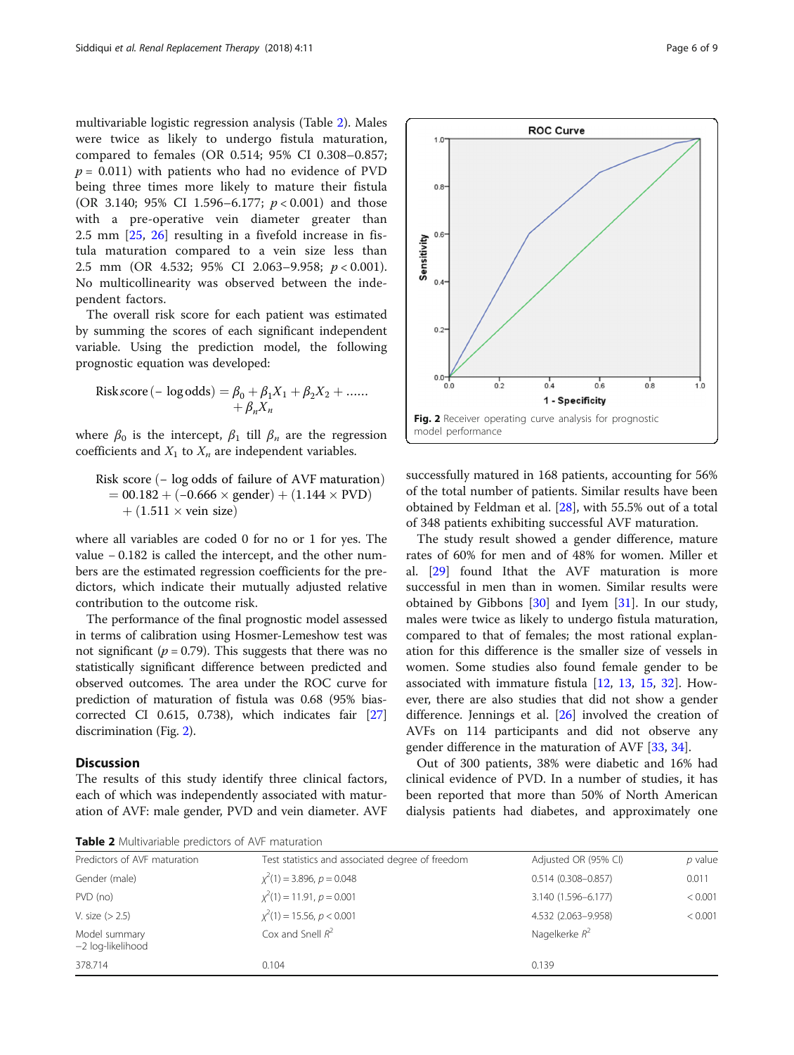multivariable logistic regression analysis (Table 2). Males were twice as likely to undergo fistula maturation, compared to females (OR 0.514; 95% CI 0.308–0.857; $p = 0.011$) with patients who had no evidence of PVD being three times more likely to mature their fistula (OR 3.140; 95% CI 1.596–6.177; $p < 0.001$) and those with a pre-operative vein diameter greater than 2.5 mm [25, 26] resulting in a fivefold increase in fistula maturation compared to a vein size less than 2.5 mm (OR 4.532; 95% CI 2.063–9.958; $p < 0.001$). No multicollinearity was observed between the independent factors.

The overall risk score for each patient was estimated by summing the scores of each significant independent variable. Using the prediction model, the following prognostic equation was developed:

$$\text{Risk score} \,(-\log \text{odds}) = \beta_0 + \beta_1 X_1 + \beta_2 X_2 + \ldots\ldots + \beta_n X_n$$

where $\beta_0$ is the intercept, $\beta_1$ till $\beta_n$ are the regression coefficients and $X_1$ to $X_n$ are independent variables.

$$\text{Risk score} \,(-\log \text{odds of failure of AVF maturation}) = 00.182 + (-0.666 \times \text{gender}) + (1.144 \times \text{PVD}) + (1.511 \times \text{vein size})$$

where all variables are coded 0 for no or 1 for yes. The value − 0.182 is called the intercept, and the other numbers are the estimated regression coefficients for the predictors, which indicate their mutually adjusted relative contribution to the outcome risk.

The performance of the final prognostic model assessed in terms of calibration using Hosmer-Lemeshow test was not significant ($p = 0.79$). This suggests that there was no statistically significant difference between predicted and observed outcomes. The area under the ROC curve for prediction of maturation of fistula was 0.68 (95% bias-corrected CI 0.615, 0.738), which indicates fair [27] discrimination (Fig. 2).

**Fig. 2** Receiver operating curve analysis for prognostic model performance

## Discussion

The results of this study identify three clinical factors, each of which was independently associated with maturation of AVF: male gender, PVD and vein diameter. AVF successfully matured in 168 patients, accounting for 56% of the total number of patients. Similar results have been obtained by Feldman et al. [28], with 55.5% out of a total of 348 patients exhibiting successful AVF maturation.

The study result showed a gender difference, mature rates of 60% for men and of 48% for women. Miller et al. [29] found Ithat the AVF maturation is more successful in men than in women. Similar results were obtained by Gibbons [30] and Iyem [31]. In our study, males were twice as likely to undergo fistula maturation, compared to that of females; the most rational explanation for this difference is the smaller size of vessels in women. Some studies also found female gender to be associated with immature fistula [12, 13, 15, 32]. However, there are also studies that did not show a gender difference. Jennings et al. [26] involved the creation of AVFs on 114 participants and did not observe any gender difference in the maturation of AVF [33, 34].

Out of 300 patients, 38% were diabetic and 16% had clinical evidence of PVD. In a number of studies, it has been reported that more than 50% of North American dialysis patients had diabetes, and approximately one

**Table 2** Multivariable predictors of AVF maturation

| Predictors of AVF maturation | Test statistics and associated degree of freedom | Adjusted OR (95% CI) | $p$ value |
|---|---|---|---|
| Gender (male) | $\chi^2(1) = 3.896$, $p = 0.048$ | 0.514 (0.308–0.857) | 0.011 |
| PVD (no) | $\chi^2(1) = 11.91$, $p = 0.001$ | 3.140 (1.596–6.177) | < 0.001 |
| V. size (> 2.5) | $\chi^2(1) = 15.56$, $p < 0.001$ | 4.532 (2.063–9.958) | < 0.001 |
| Model summary −2 log-likelihood | Cox and Snell $R^2$ | Nagelkerke $R^2$ | |
| 378.714 | 0.104 | 0.139 | |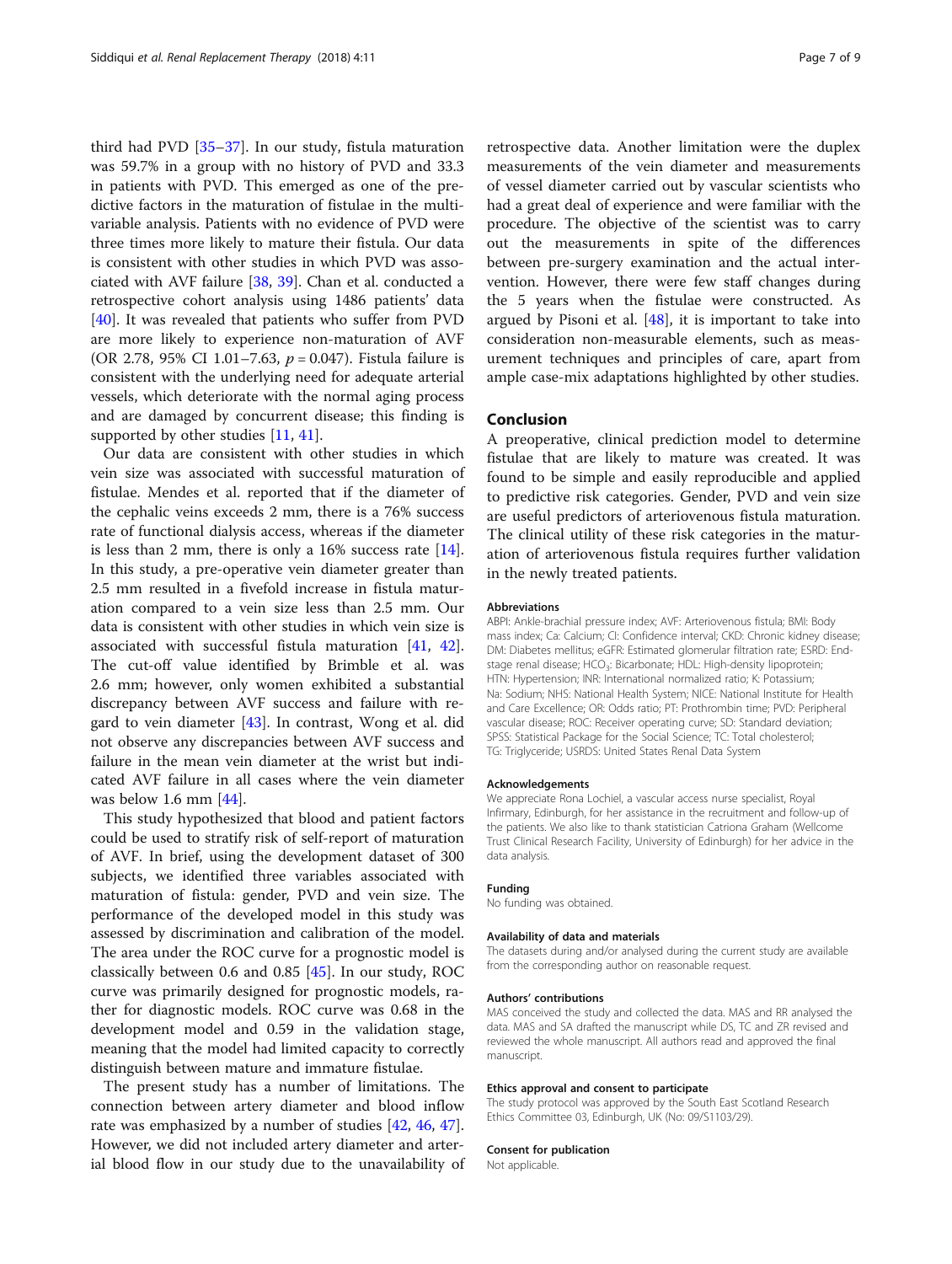third had PVD [35–37]. In our study, fistula maturation was 59.7% in a group with no history of PVD and 33.3 in patients with PVD. This emerged as one of the predictive factors in the maturation of fistulae in the multivariable analysis. Patients with no evidence of PVD were three times more likely to mature their fistula. Our data is consistent with other studies in which PVD was associated with AVF failure [38, 39]. Chan et al. conducted a retrospective cohort analysis using 1486 patients' data [40]. It was revealed that patients who suffer from PVD are more likely to experience non-maturation of AVF (OR 2.78, 95% CI 1.01–7.63, $p = 0.047$). Fistula failure is consistent with the underlying need for adequate arterial vessels, which deteriorate with the normal aging process and are damaged by concurrent disease; this finding is supported by other studies [11, 41].

Our data are consistent with other studies in which vein size was associated with successful maturation of fistulae. Mendes et al. reported that if the diameter of the cephalic veins exceeds 2 mm, there is a 76% success rate of functional dialysis access, whereas if the diameter is less than 2 mm, there is only a 16% success rate [14]. In this study, a pre-operative vein diameter greater than 2.5 mm resulted in a fivefold increase in fistula maturation compared to a vein size less than 2.5 mm. Our data is consistent with other studies in which vein size is associated with successful fistula maturation [41, 42]. The cut-off value identified by Brimble et al. was 2.6 mm; however, only women exhibited a substantial discrepancy between AVF success and failure with regard to vein diameter [43]. In contrast, Wong et al. did not observe any discrepancies between AVF success and failure in the mean vein diameter at the wrist but indicated AVF failure in all cases where the vein diameter was below 1.6 mm [44].

This study hypothesized that blood and patient factors could be used to stratify risk of self-report of maturation of AVF. In brief, using the development dataset of 300 subjects, we identified three variables associated with maturation of fistula: gender, PVD and vein size. The performance of the developed model in this study was assessed by discrimination and calibration of the model. The area under the ROC curve for a prognostic model is classically between 0.6 and 0.85 [45]. In our study, ROC curve was primarily designed for prognostic models, rather for diagnostic models. ROC curve was 0.68 in the development model and 0.59 in the validation stage, meaning that the model had limited capacity to correctly distinguish between mature and immature fistulae.

The present study has a number of limitations. The connection between artery diameter and blood inflow rate was emphasized by a number of studies [42, 46, 47]. However, we did not included artery diameter and arterial blood flow in our study due to the unavailability of retrospective data. Another limitation were the duplex measurements of the vein diameter and measurements of vessel diameter carried out by vascular scientists who had a great deal of experience and were familiar with the procedure. The objective of the scientist was to carry out the measurements in spite of the differences between pre-surgery examination and the actual intervention. However, there were few staff changes during the 5 years when the fistulae were constructed. As argued by Pisoni et al. [48], it is important to take into consideration non-measurable elements, such as measurement techniques and principles of care, apart from ample case-mix adaptations highlighted by other studies.

## Conclusion

A preoperative, clinical prediction model to determine fistulae that are likely to mature was created. It was found to be simple and easily reproducible and applied to predictive risk categories. Gender, PVD and vein size are useful predictors of arteriovenous fistula maturation. The clinical utility of these risk categories in the maturation of arteriovenous fistula requires further validation in the newly treated patients.

### Abbreviations

ABPI: Ankle-brachial pressure index; AVF: Arteriovenous fistula; BMI: Body mass index; Ca: Calcium; CI: Confidence interval; CKD: Chronic kidney disease; DM: Diabetes mellitus; eGFR: Estimated glomerular filtration rate; ESRD: End-stage renal disease; $HCO_3$: Bicarbonate; HDL: High-density lipoprotein; HTN: Hypertension; INR: International normalized ratio; K: Potassium; Na: Sodium; NHS: National Health System; NICE: National Institute for Health and Care Excellence; OR: Odds ratio; PT: Prothrombin time; PVD: Peripheral vascular disease; ROC: Receiver operating curve; SD: Standard deviation; SPSS: Statistical Package for the Social Science; TC: Total cholesterol; TG: Triglyceride; USRDS: United States Renal Data System

### Acknowledgements

We appreciate Rona Lochiel, a vascular access nurse specialist, Royal Infirmary, Edinburgh, for her assistance in the recruitment and follow-up of the patients. We also like to thank statistician Catriona Graham (Wellcome Trust Clinical Research Facility, University of Edinburgh) for her advice in the data analysis.

### Funding

No funding was obtained.

### Availability of data and materials

The datasets during and/or analysed during the current study are available from the corresponding author on reasonable request.

### Authors' contributions

MAS conceived the study and collected the data. MAS and RR analysed the data. MAS and SA drafted the manuscript while DS, TC and ZR revised and reviewed the whole manuscript. All authors read and approved the final manuscript.

### Ethics approval and consent to participate

The study protocol was approved by the South East Scotland Research Ethics Committee 03, Edinburgh, UK (No: 09/S1103/29).

### Consent for publication

Not applicable.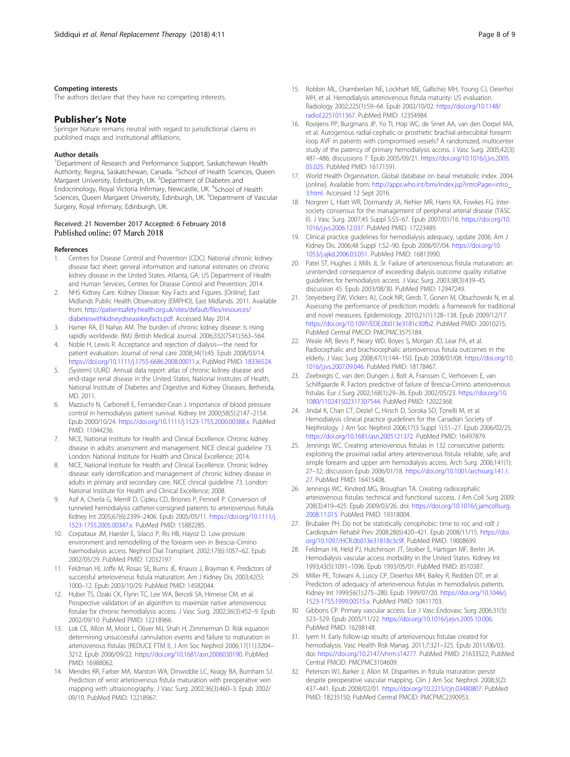#### Competing interests

The authors declare that they have no competing interests.

## Publisher's Note

Springer Nature remains neutral with regard to jurisdictional claims in published maps and institutional affiliations.

#### Author details

[1]Department of Research and Performance Support, Saskatchewan Health Authority, Regina, Saskatchewan, Canada. [2]School of Health Sciences, Queen Margaret University, Edinburgh, UK. [3]Department of Diabetes and Endocrinology, Royal Victoria Infirmary, Newcastle, UK. [4]School of Health Sciences, Queen Margaret University, Edinburgh, UK. [5]Department of Vascular Surgery, Royal Infirmary, Edinburgh, UK.

Received: 21 November 2017 Accepted: 6 February 2018
Published online: 07 March 2018

#### References

1. Centres for Disease Control and Prevention (CDC). National chronic kidney disease fact sheet: general information and national estimates on chronic kidney disease in the United States. Atlanta, GA: US Department of Health and Human Services, Centres for Disease Control and Prevention; 2014.
2. NHS Kidney Care. Kidney Disease: Key Facts and Figures. [Online]. East Midlands Public Health Observatory (EMPHO), East Midlands. 2011. Available from: http://patientsafety.health.org.uk/sites/default/files/resources/diabeteswithkidneydiseasekeyfacts.pdf. Accessed May 2014.
3. Hamer RA, El Nahas AM. The burden of chronic kidney disease: Is rising rapidly worldwide. BMJ :British Medical Journal. 2006;332(7541):563–564.
4. Noble H, Lewis R. Acceptance and rejection of dialysis—the need for patient evaluation. Journal of renal care 2008;34(1):45. Epub 2008/03/14. https://doi.org/10.1111/j.1755-6686.2008.00011.x. PubMed PMID: 18336524.
5. (System) UURD. Annual data report: atlas of chronic kidney disease and end-stage renal disease in the United States, National Institutes of Health, National Institute of Diabetes and Digestive and Kidney Diseases, Bethesda, MD. 2011.
6. Mazzuchi N, Carbonell E, Fernandez-Cean J. Importance of blood pressure control in hemodialysis patient survival. Kidney Int 2000;58(5):2147–2154. Epub 2000/10/24. https://doi.org/10.1111/j.1523-1755.2000.00388.x. PubMed PMID: 11044236.
7. NICE, National Institute for Health and Clinical Excellence. Chronic kidney disease in adults: assessment and management. NICE clinical guideline 73. London: National Institute for Health and Clinical Excellence; 2014.
8. NICE, National Institute for Health and Clinical Excellence. Chronic kidney disease: early identification and management of chronic kidney disease in adults in primary and secondary care. NICE clinical guideline 73. London: National Institute for Health and Clinical Excellence; 2008.
9. Asif A, Cherla G, Merrill D, Cipleu CD, Briones P, Pennell P. Conversion of tunneled hemodialysis catheter-consigned patients to arteriovenous fistula. Kidney Int 2005;67(6):2399–2406. Epub 2005/05/11. https://doi.org/10.1111/j.1523-1755.2005.00347.x. PubMed PMID: 15882285.
10. Corpataux JM, Haesler E, Silacci P, Ris HB, Hayoz D. Low-pressure environment and remodelling of the forearm vein in Brescia–Cimino haemodialysis access. Nephrol Dial Transplant. 2002;17(6):1057–62. Epub 2002/05/29. PubMed PMID: 12032197.
11. Feldman HI, Joffe M, Rosas SE, Burns JE, Knauss J, Brayman K. Predictors of successful arteriovenous fistula maturation. Am J Kidney Dis. 2003;42(5):1000–12. Epub 2003/10/29. PubMed PMID: 14582044.
12. Huber TS, Ozaki CK, Flynn TC, Lee WA, Berceli SA, Hirneise CM, et al. Prospective validation of an algorithm to maximize native arteriovenous fistulae for chronic hemodialysis access. J Vasc Surg. 2002;36(3):452–9. Epub 2002/09/10. PubMed PMID: 12218966.
13. Lok CE, Allon M, Moist L, Oliver MJ, Shah H, Zimmerman D. Risk equation determining unsuccessful cannulation events and failure to maturation in arteriovenous fistulas (REDUCE FTM I). J Am Soc Nephrol 2006;17(11):3204–3212. Epub 2006/09/22. https://doi.org/10.1681/asn.2006030190. PubMed PMID: 16988062.
14. Mendes RR, Farber MA, Marston WA, Dinwiddie LC, Keagy BA, Burnham SJ. Prediction of wrist arteriovenous fistula maturation with preoperative vein mapping with ultrasonography. J Vasc Surg. 2002;36(3):460–3. Epub 2002/09/10. PubMed PMID: 12218967.
15. Robbin ML, Chamberlain NE, Lockhart ME, Gallichio MH, Young CJ, Deierhoi MH, et al. Hemodialysis arteriovenous fistula maturity: US evaluation. Radiology 2002;225(1):59–64. Epub 2002/10/02. https://doi.org/10.1148/radiol.2251011367. PubMed PMID: 12354984.
16. Rooijens PP, Burgmans JP, Yo TI, Hop WC, de Smet AA, van den Dorpel MA, et al. Autogenous radial-cephalic or prosthetic brachial-antecubital forearm loop AVF in patients with compromised vessels? A randomized, multicenter study of the patency of primary hemodialysis access. J Vasc Surg. 2005;42(3):481–486; discussions 7. Epub 2005/09/21. https://doi.org/10.1016/j.jvs.2005.05.025. PubMed PMID: 16171591.
17. World Health Organisation. Global database on basal metabolic index. 2004. [online]. Available from: http://apps.who.int/bmi/index.jsp?introPage=intro_3.html. Accessed 12 Sept 2016.
18. Norgren L, Hiatt WR, Dormandy JA, Nehler MR, Harris KA, Fowkes FG. Inter-society consensus for the management of peripheral arterial disease (TASC II). J Vasc Surg. 2007;45 Suppl S:S5–67. Epub 2007/01/16. https://doi.org/10.1016/j.jvs.2006.12.037. PubMed PMID: 17223489.
19. Clinical practice guidelines for hemodialysis adequacy, update 2006. Am J Kidney Dis. 2006;48 Suppl 1:S2–90. Epub 2006/07/04. https://doi.org/10.1053/j.ajkd.2006.03.051. PubMed PMID: 16813990.
20. Patel ST, Hughes J, Mills JL Sr. Failure of arteriovenous fistula maturation: an unintended consequence of exceeding dialysis outcome quality initiative guidelines for hemodialysis access. J Vasc Surg. 2003;38(3):439–45. discussion 45. Epub 2003/08/30. PubMed PMID: 12947249.
21. Steyerberg EW, Vickers AJ, Cook NR, Gerds T, Gonen M, Obuchowski N, et al. Assessing the performance of prediction models: a framework for traditional and novel measures. Epidemiology. 2010;21(1):128–138. Epub 2009/12/17. https://doi.org/10.1097/EDE.0b013e3181c30fb2. PubMed PMID: 20010215; PubMed Central PMCID: PMCPMC3575184.
22. Weale AR, Bevis P, Neary WD, Boyes S, Morgan JD, Lear PA, et al. Radiocephalic and brachiocephalic arteriovenous fistula outcomes in the elderly. J Vasc Surg 2008;47(1):144–150. Epub 2008/01/08. https://doi.org/10.1016/j.jvs.2007.09.046. PubMed PMID: 18178467.
23. Zeebregts C, van den Dungen J, Bolt A, Franssen C, Verhoeven E, van Schilfgaarde R. Factors predictive of failure of Brescia-Cimino arteriovenous fistulas. Eur J Surg 2002;168(1):29–36. Epub 2002/05/23. https://doi.org/10.1080/110241502317307544. PubMed PMID: 12022368.
24. Jindal K, Chan CT, Deziel C, Hirsch D, Soroka SD, Tonelli M, et al. Hemodialysis clinical practice guidelines for the Canadian Society of Nephrology. J Am Soc Nephrol 2006;17(3 Suppl 1):S1–27. Epub 2006/02/25. https://doi.org/10.1681/asn.2005121372. PubMed PMID: 16497879.
25. Jennings WC. Creating arteriovenous fistulas in 132 consecutive patients: exploiting the proximal radial artery arteriovenous fistula: reliable, safe, and simple forearm and upper arm hemodialysis access. Arch Surg. 2006;141(1):27–32; discussion Epub 2006/01/18. https://doi.org/10.1001/archsurg.141.1.27. PubMed PMID: 16415408.
26. Jennings WC, Kindred MG, Broughan TA. Creating radiocephalic arteriovenous fistulas: technical and functional success. J Am Coll Surg 2009;208(3):419–425. Epub 2009/03/26. doi: https://doi.org/10.1016/j.jamcollsurg.2008.11.015. PubMed PMID: 19318004.
27. Brubaker PH. Do not be statistically cenophobic: time to roc and roll! J Cardiopulm Rehabil Prev 2008;28(6):420–421. Epub 2008/11/15. https://doi.org/10.1097/HCR.0b013e31818c3c9f. PubMed PMID: 19008699.
28. Feldman HI, Held PJ, Hutchinson JT, Stoiber E, Hartigan MF, Berlin JA. Hemodialysis vascular access morbidity in the United States. Kidney Int 1993;43(5):1091–1096. Epub 1993/05/01. PubMed PMID: 8510387.
29. Miller PE, Tolwani A, Luscy CP, Deierhoi MH, Bailey R, Redden DT, et al. Predictors of adequacy of arteriovenous fistulas in hemodialysis patients. Kidney Int 1999;56(1):275–280. Epub 1999/07/20. https://doi.org/10.1046/j.1523-1755.1999.00515.x. PubMed PMID: 10411703.
30. Gibbons CP. Primary vascular access. Eur J Vasc Endovasc Surg 2006;31(5):523–529. Epub 2005/11/22. https://doi.org/10.1016/j.ejvs.2005.10.006. PubMed PMID: 16298148.
31. Iyem H. Early follow-up results of arteriovenous fistulae created for hemodialysis. Vasc Health Risk Manag. 2011;7:321–325. Epub 2011/06/03. doi: https://doi.org/10.2147/vhrm.s14277. PubMed PMID: 21633522; PubMed Central PMCID: PMCPMC3104609.
32. Peterson WJ, Barker J, Allon M. Disparities in fistula maturation persist despite preoperative vascular mapping. Clin J Am Soc Nephrol. 2008;3(2):437–441. Epub 2008/02/01. https://doi.org/10.2215/cjn.03480807. PubMed PMID: 18235150; PubMed Central PMCID: PMCPMC2390953.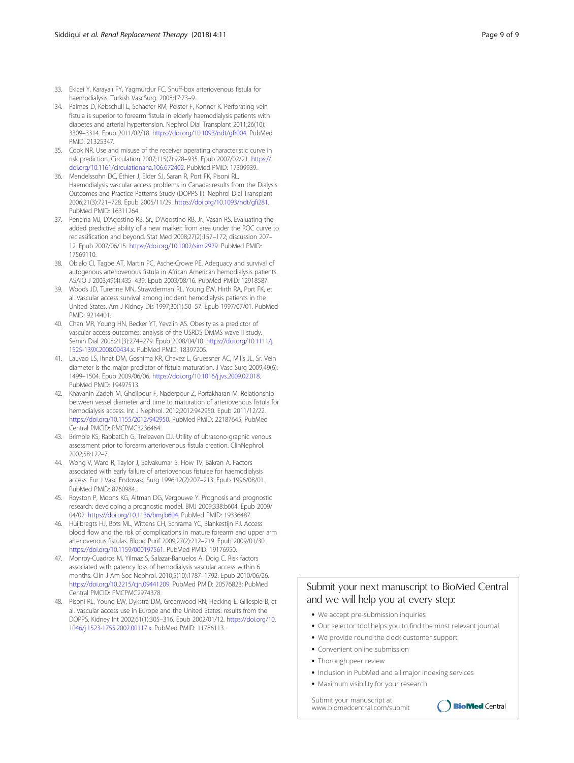33. Ekicei Y, Karayalı FY, Yagmurdur FC. Snuff-box arteriovenous fistula for haemodialysis. Turkish VascSurg. 2008;17:73–9.
34. Palmes D, Kebschull L, Schaefer RM, Pelster F, Konner K. Perforating vein fistula is superior to forearm fistula in elderly haemodialysis patients with diabetes and arterial hypertension. Nephrol Dial Transplant 2011;26(10): 3309–3314. Epub 2011/02/18. https://doi.org/10.1093/ndt/gfr004. PubMed PMID: 21325347.
35. Cook NR. Use and misuse of the receiver operating characteristic curve in risk prediction. Circulation 2007;115(7):928–935. Epub 2007/02/21. https://doi.org/10.1161/circulationaha.106.672402. PubMed PMID: 17309939.
36. Mendelssohn DC, Ethier J, Elder SJ, Saran R, Port FK, Pisoni RL. Haemodialysis vascular access problems in Canada: results from the Dialysis Outcomes and Practice Patterns Study (DOPPS II). Nephrol Dial Transplant 2006;21(3):721–728. Epub 2005/11/29. https://doi.org/10.1093/ndt/gfi281. PubMed PMID: 16311264.
37. Pencina MJ, D'Agostino RB, Sr., D'Agostino RB, Jr., Vasan RS. Evaluating the added predictive ability of a new marker: from area under the ROC curve to reclassification and beyond. Stat Med 2008;27(2):157–172; discussion 207–12. Epub 2007/06/15. https://doi.org/10.1002/sim.2929. PubMed PMID: 17569110.
38. Obialo CI, Tagoe AT, Martin PC, Asche-Crowe PE. Adequacy and survival of autogenous arteriovenous fistula in African American hemodialysis patients. ASAIO J 2003;49(4):435–439. Epub 2003/08/16. PubMed PMID: 12918587.
39. Woods JD, Turenne MN, Strawderman RL, Young EW, Hirth RA, Port FK, et al. Vascular access survival among incident hemodialysis patients in the United States. Am J Kidney Dis 1997;30(1):50–57. Epub 1997/07/01. PubMed PMID: 9214401.
40. Chan MR, Young HN, Becker YT, Yevzlin AS. Obesity as a predictor of vascular access outcomes: analysis of the USRDS DMMS wave II study. Semin Dial 2008;21(3):274–279. Epub 2008/04/10. https://doi.org/10.1111/j.1525-139X.2008.00434.x. PubMed PMID: 18397205.
41. Lauvao LS, Ihnat DM, Goshima KR, Chavez L, Gruessner AC, Mills JL, Sr. Vein diameter is the major predictor of fistula maturation. J Vasc Surg 2009;49(6): 1499–1504. Epub 2009/06/06. https://doi.org/10.1016/j.jvs.2009.02.018. PubMed PMID: 19497513.
42. Khavanin Zadeh M, Gholipour F, Naderpour Z, Porfakharan M. Relationship between vessel diameter and time to maturation of arteriovenous fistula for hemodialysis access. Int J Nephrol. 2012;2012:942950. Epub 2011/12/22. https://doi.org/10.1155/2012/942950. PubMed PMID: 22187645; PubMed Central PMCID: PMCPMC3236464.
43. Brimble KS, RabbatCh G, Treleaven DJ. Utility of ultrasono-graphic venous assessment prior to forearm arteriovenous fistula creation. ClinNephrol. 2002;58:122–7.
44. Wong V, Ward R, Taylor J, Selvakumar S, How TV, Bakran A. Factors associated with early failure of arteriovenous fistulae for haemodialysis access. Eur J Vasc Endovasc Surg 1996;12(2):207–213. Epub 1996/08/01. PubMed PMID: 8760984.
45. Royston P, Moons KG, Altman DG, Vergouwe Y. Prognosis and prognostic research: developing a prognostic model. BMJ 2009;338:b604. Epub 2009/04/02. https://doi.org/10.1136/bmj.b604. PubMed PMID: 19336487.
46. Huijbregts HJ, Bots ML, Wittens CH, Schrama YC, Blankestijn PJ. Access blood flow and the risk of complications in mature forearm and upper arm arteriovenous fistulas. Blood Purif 2009;27(2):212–219. Epub 2009/01/30. https://doi.org/10.1159/000197561. PubMed PMID: 19176950.
47. Monroy-Cuadros M, Yilmaz S, Salazar-Banuelos A, Doig C. Risk factors associated with patency loss of hemodialysis vascular access within 6 months. Clin J Am Soc Nephrol. 2010;5(10):1787–1792. Epub 2010/06/26. https://doi.org/10.2215/cjn.09441209. PubMed PMID: 20576823; PubMed Central PMCID: PMCPMC2974378.
48. Pisoni RL, Young EW, Dykstra DM, Greenwood RN, Hecking E, Gillespie B, et al. Vascular access use in Europe and the United States: results from the DOPPS. Kidney Int 2002;61(1):305–316. Epub 2002/01/12. https://doi.org/10.1046/j.1523-1755.2002.00117.x. PubMed PMID: 11786113.

Submit your next manuscript to BioMed Central and we will help you at every step:

- We accept pre-submission inquiries
- Our selector tool helps you to find the most relevant journal
- We provide round the clock customer support
- Convenient online submission
- Thorough peer review
- Inclusion in PubMed and all major indexing services
- Maximum visibility for your research

Submit your manuscript at www.biomedcentral.com/submit

BioMed Central